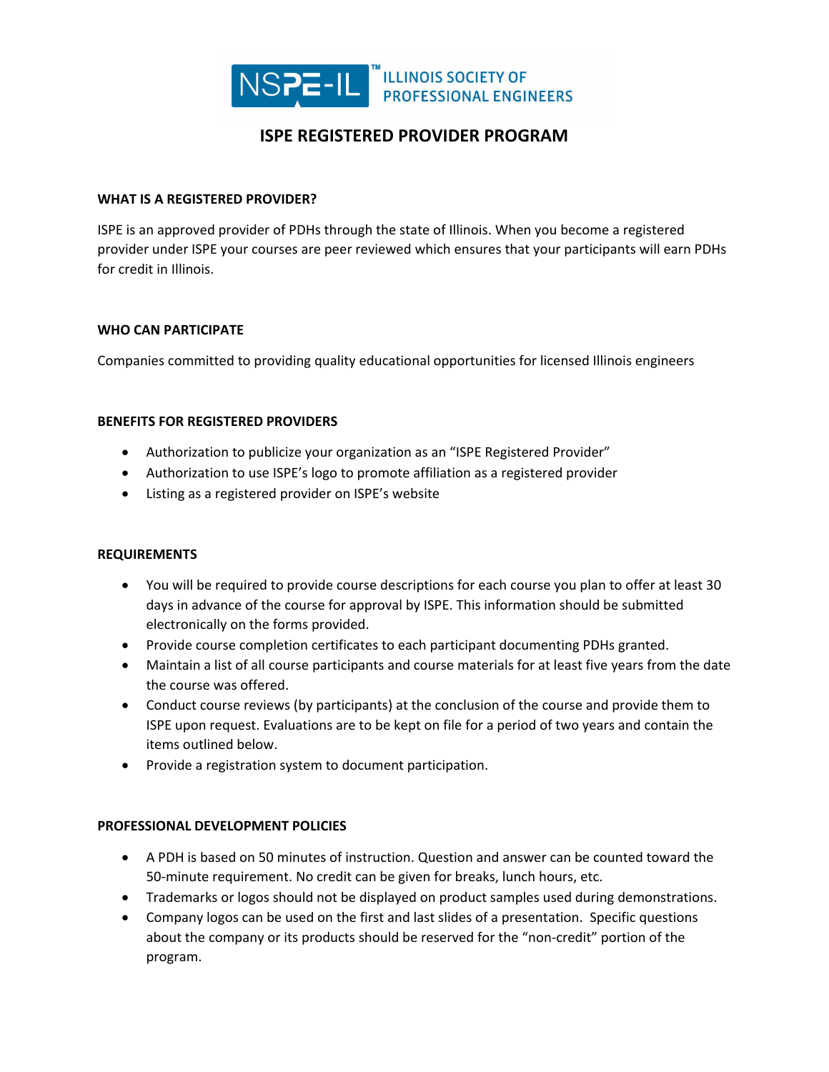NSPE-IL™ ILLINOIS SOCIETY OF PROFESSIONAL ENGINEERS

# ISPE REGISTERED PROVIDER PROGRAM

## WHAT IS A REGISTERED PROVIDER?

ISPE is an approved provider of PDHs through the state of Illinois. When you become a registered provider under ISPE your courses are peer reviewed which ensures that your participants will earn PDHs for credit in Illinois.

## WHO CAN PARTICIPATE

Companies committed to providing quality educational opportunities for licensed Illinois engineers

## BENEFITS FOR REGISTERED PROVIDERS

- Authorization to publicize your organization as an "ISPE Registered Provider"
- Authorization to use ISPE's logo to promote affiliation as a registered provider
- Listing as a registered provider on ISPE's website

## REQUIREMENTS

- You will be required to provide course descriptions for each course you plan to offer at least 30 days in advance of the course for approval by ISPE. This information should be submitted electronically on the forms provided.
- Provide course completion certificates to each participant documenting PDHs granted.
- Maintain a list of all course participants and course materials for at least five years from the date the course was offered.
- Conduct course reviews (by participants) at the conclusion of the course and provide them to ISPE upon request. Evaluations are to be kept on file for a period of two years and contain the items outlined below.
- Provide a registration system to document participation.

## PROFESSIONAL DEVELOPMENT POLICIES

- A PDH is based on 50 minutes of instruction. Question and answer can be counted toward the 50-minute requirement. No credit can be given for breaks, lunch hours, etc.
- Trademarks or logos should not be displayed on product samples used during demonstrations.
- Company logos can be used on the first and last slides of a presentation. Specific questions about the company or its products should be reserved for the "non-credit" portion of the program.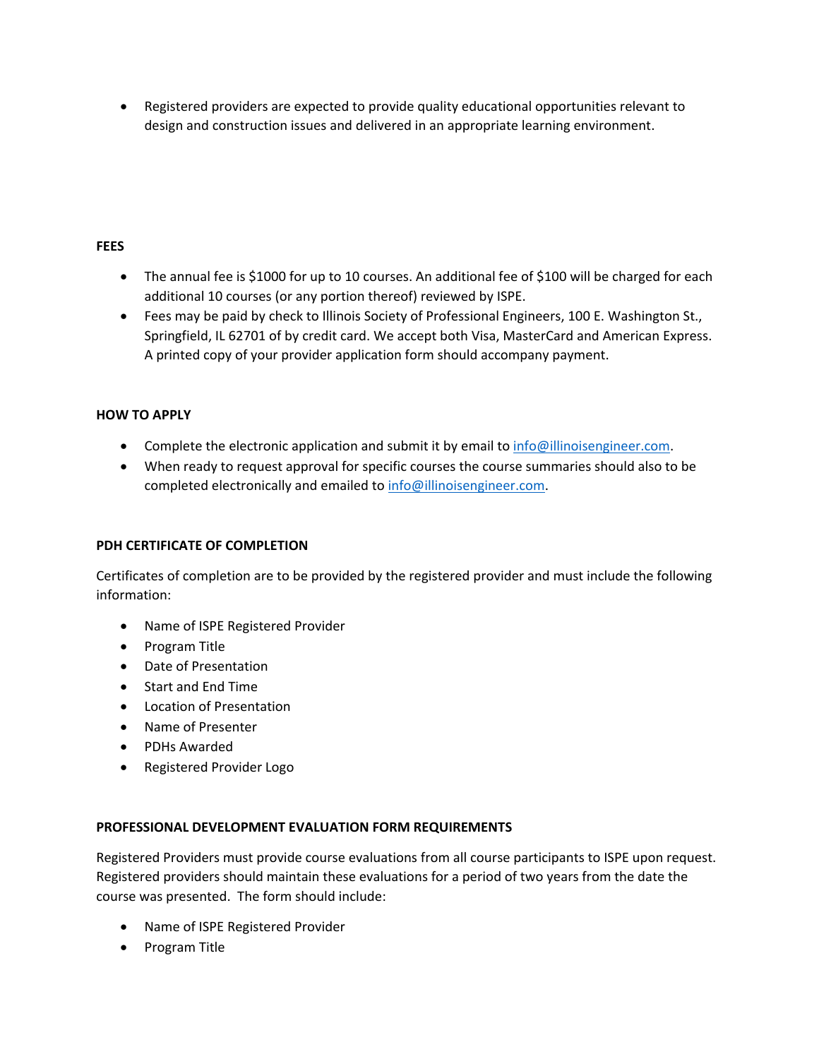- Registered providers are expected to provide quality educational opportunities relevant to design and construction issues and delivered in an appropriate learning environment.

**FEES**

- The annual fee is $1000 for up to 10 courses. An additional fee of $100 will be charged for each additional 10 courses (or any portion thereof) reviewed by ISPE.
- Fees may be paid by check to Illinois Society of Professional Engineers, 100 E. Washington St., Springfield, IL 62701 of by credit card. We accept both Visa, MasterCard and American Express. A printed copy of your provider application form should accompany payment.

**HOW TO APPLY**

- Complete the electronic application and submit it by email to [info@illinoisengineer.com](mailto:info@illinoisengineer.com).
- When ready to request approval for specific courses the course summaries should also to be completed electronically and emailed to [info@illinoisengineer.com](mailto:info@illinoisengineer.com).

**PDH CERTIFICATE OF COMPLETION**

Certificates of completion are to be provided by the registered provider and must include the following information:

- Name of ISPE Registered Provider
- Program Title
- Date of Presentation
- Start and End Time
- Location of Presentation
- Name of Presenter
- PDHs Awarded
- Registered Provider Logo

**PROFESSIONAL DEVELOPMENT EVALUATION FORM REQUIREMENTS**

Registered Providers must provide course evaluations from all course participants to ISPE upon request. Registered providers should maintain these evaluations for a period of two years from the date the course was presented. The form should include:

- Name of ISPE Registered Provider
- Program Title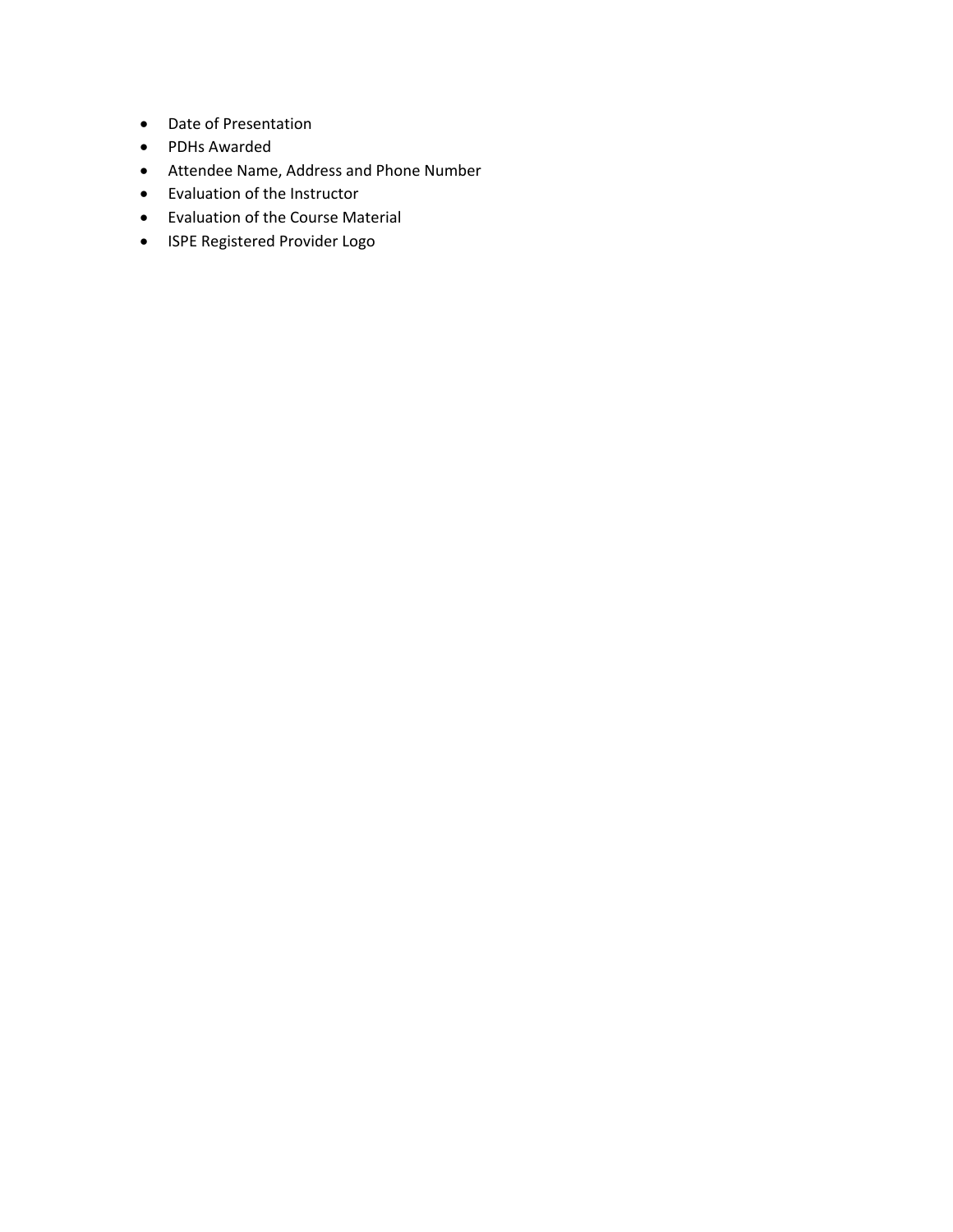- Date of Presentation
- PDHs Awarded
- Attendee Name, Address and Phone Number
- Evaluation of the Instructor
- Evaluation of the Course Material
- ISPE Registered Provider Logo